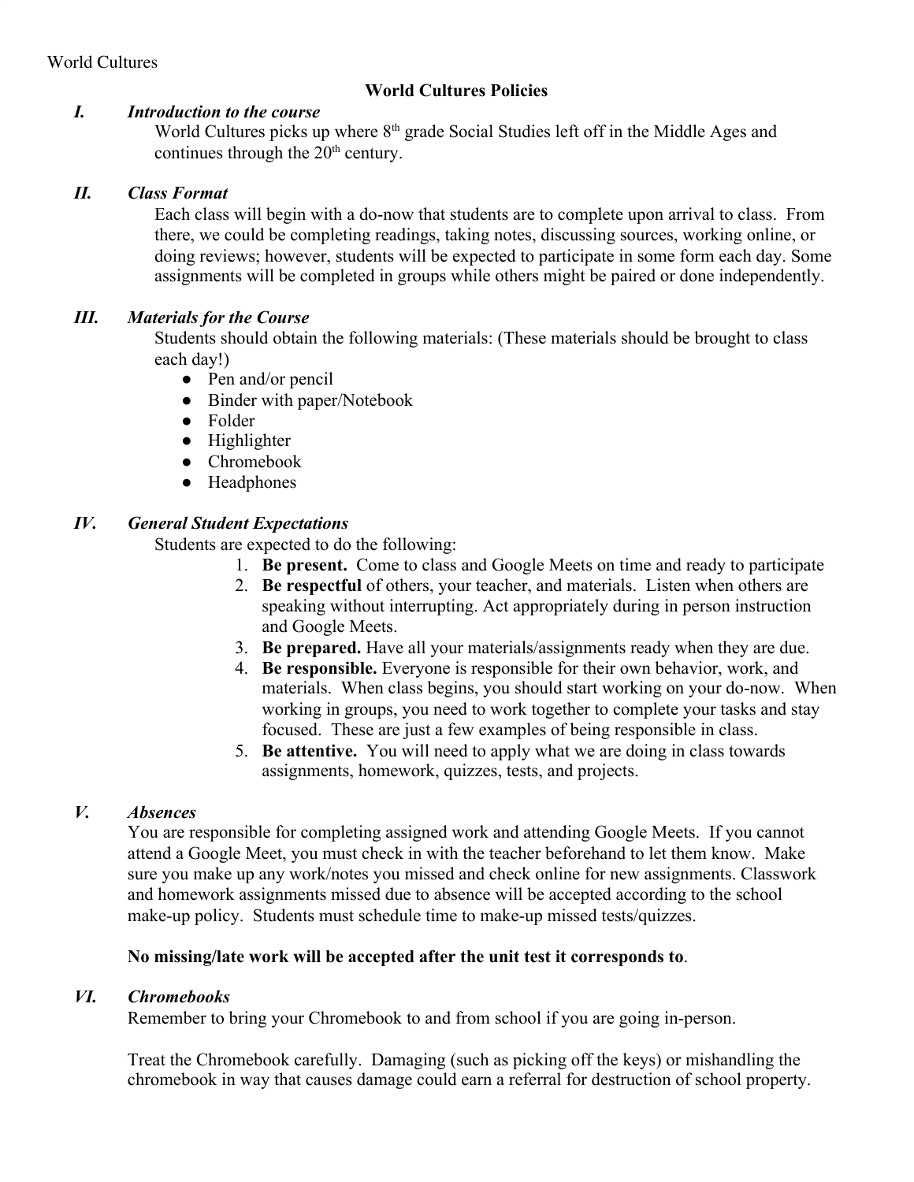World Cultures

# World Cultures Policies

## I. *Introduction to the course*

World Cultures picks up where 8th grade Social Studies left off in the Middle Ages and continues through the 20th century.

## II. *Class Format*

Each class will begin with a do-now that students are to complete upon arrival to class. From there, we could be completing readings, taking notes, discussing sources, working online, or doing reviews; however, students will be expected to participate in some form each day. Some assignments will be completed in groups while others might be paired or done independently.

## III. *Materials for the Course*

Students should obtain the following materials: (These materials should be brought to class each day!)

- Pen and/or pencil
- Binder with paper/Notebook
- Folder
- Highlighter
- Chromebook
- Headphones

## IV. *General Student Expectations*

Students are expected to do the following:

1. **Be present.** Come to class and Google Meets on time and ready to participate
2. **Be respectful** of others, your teacher, and materials. Listen when others are speaking without interrupting. Act appropriately during in person instruction and Google Meets.
3. **Be prepared.** Have all your materials/assignments ready when they are due.
4. **Be responsible.** Everyone is responsible for their own behavior, work, and materials. When class begins, you should start working on your do-now. When working in groups, you need to work together to complete your tasks and stay focused. These are just a few examples of being responsible in class.
5. **Be attentive.** You will need to apply what we are doing in class towards assignments, homework, quizzes, tests, and projects.

## V. *Absences*

You are responsible for completing assigned work and attending Google Meets. If you cannot attend a Google Meet, you must check in with the teacher beforehand to let them know. Make sure you make up any work/notes you missed and check online for new assignments. Classwork and homework assignments missed due to absence will be accepted according to the school make-up policy. Students must schedule time to make-up missed tests/quizzes.

**No missing/late work will be accepted after the unit test it corresponds to**.

## VI. *Chromebooks*

Remember to bring your Chromebook to and from school if you are going in-person.

Treat the Chromebook carefully. Damaging (such as picking off the keys) or mishandling the chromebook in way that causes damage could earn a referral for destruction of school property.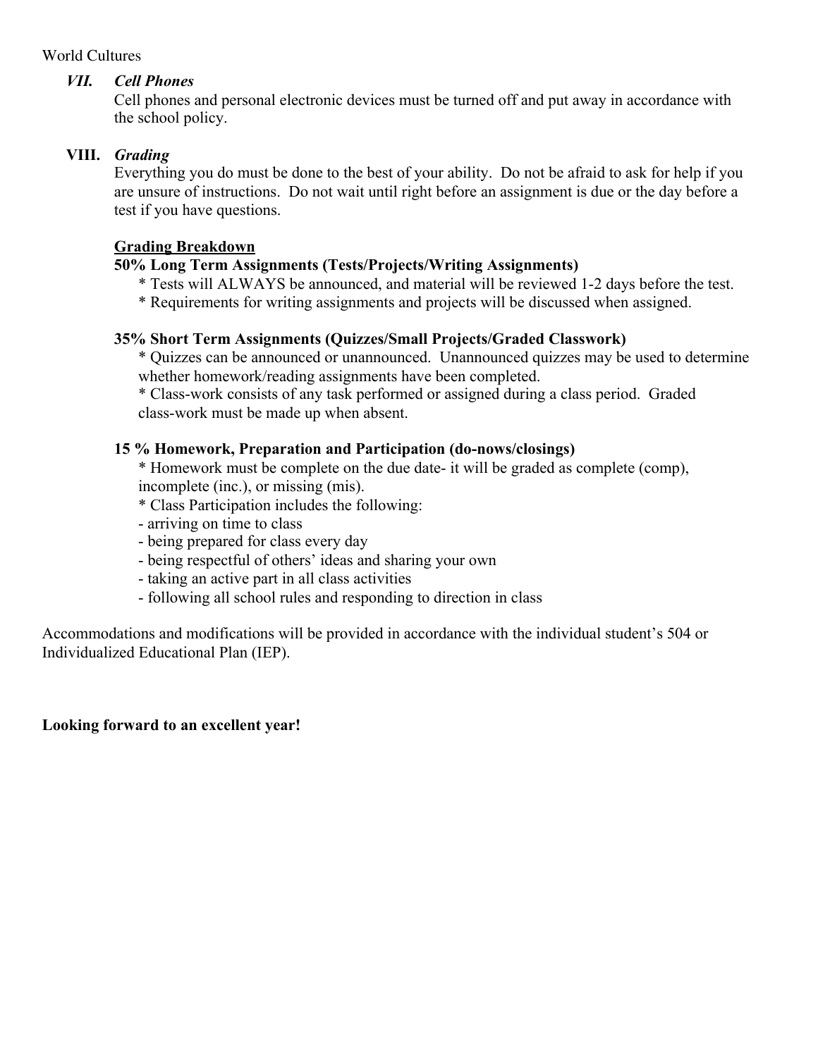World Cultures

### *VII. Cell Phones*

Cell phones and personal electronic devices must be turned off and put away in accordance with the school policy.

### VIII. *Grading*

Everything you do must be done to the best of your ability. Do not be afraid to ask for help if you are unsure of instructions. Do not wait until right before an assignment is due or the day before a test if you have questions.

**<u>Grading Breakdown</u>**

**50% Long Term Assignments (Tests/Projects/Writing Assignments)**

* Tests will ALWAYS be announced, and material will be reviewed 1-2 days before the test.
* Requirements for writing assignments and projects will be discussed when assigned.

**35% Short Term Assignments (Quizzes/Small Projects/Graded Classwork)**

* Quizzes can be announced or unannounced. Unannounced quizzes may be used to determine whether homework/reading assignments have been completed.
* Class-work consists of any task performed or assigned during a class period. Graded class-work must be made up when absent.

**15 % Homework, Preparation and Participation (do-nows/closings)**

* Homework must be complete on the due date- it will be graded as complete (comp), incomplete (inc.), or missing (mis).
* Class Participation includes the following:
- arriving on time to class
- being prepared for class every day
- being respectful of others' ideas and sharing your own
- taking an active part in all class activities
- following all school rules and responding to direction in class

Accommodations and modifications will be provided in accordance with the individual student's 504 or Individualized Educational Plan (IEP).

**Looking forward to an excellent year!**